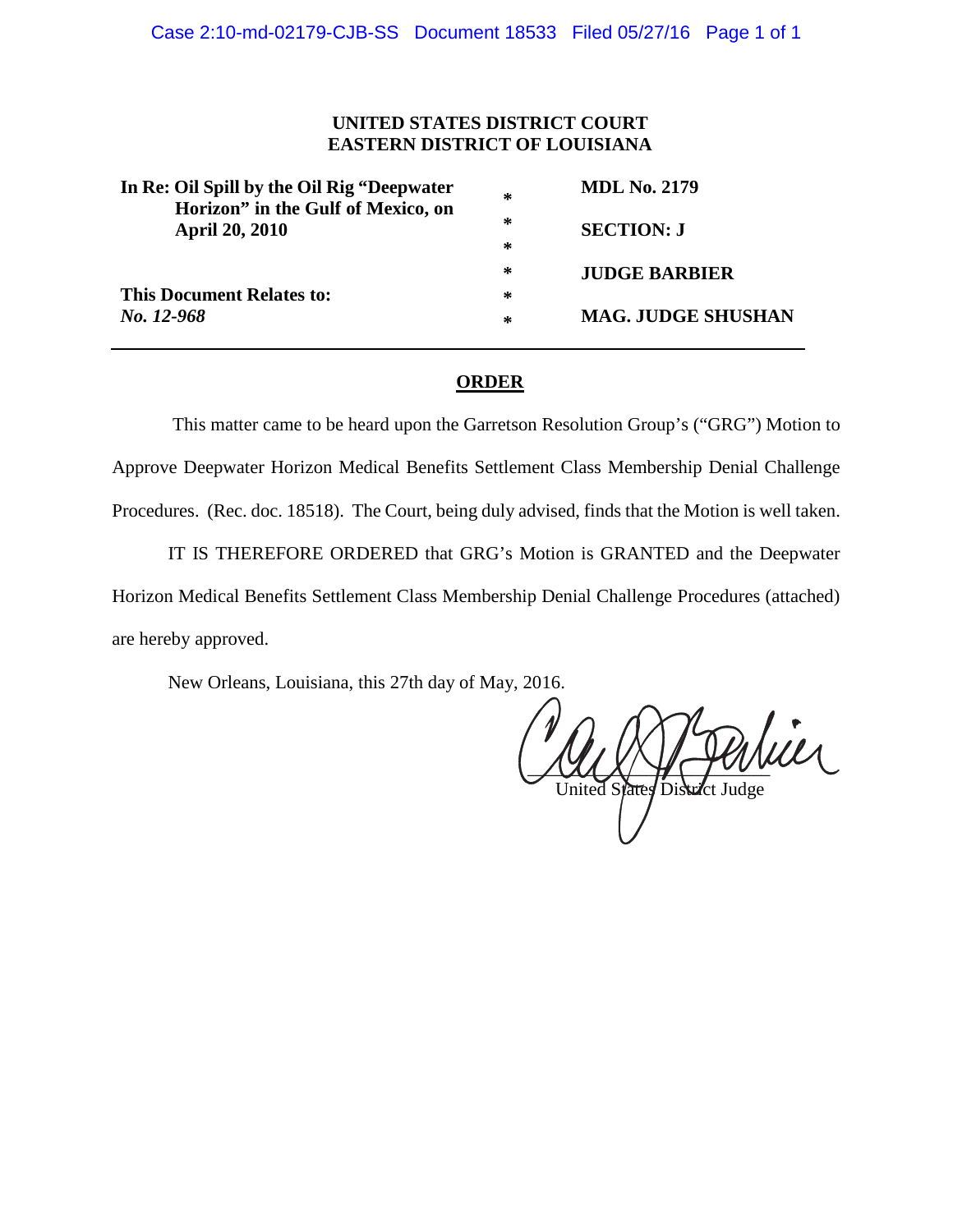**UNITED STATES DISTRICT COURT**
**EASTERN DISTRICT OF LOUISIANA**

| | | |
|---|---|---|
| **In Re: Oil Spill by the Oil Rig "Deepwater Horizon" in the Gulf of Mexico, on April 20, 2010** | * | **MDL No. 2179** |
| | * | **SECTION: J** |
| | * | |
| | * | **JUDGE BARBIER** |
| **This Document Relates to:** | * | |
| ***No. 12-968*** | * | **MAG. JUDGE SHUSHAN** |

---

## ORDER

This matter came to be heard upon the Garretson Resolution Group's ("GRG") Motion to Approve Deepwater Horizon Medical Benefits Settlement Class Membership Denial Challenge Procedures. (Rec. doc. 18518). The Court, being duly advised, finds that the Motion is well taken.

IT IS THEREFORE ORDERED that GRG's Motion is GRANTED and the Deepwater Horizon Medical Benefits Settlement Class Membership Denial Challenge Procedures (attached) are hereby approved.

New Orleans, Louisiana, this 27th day of May, 2016.

United States District Judge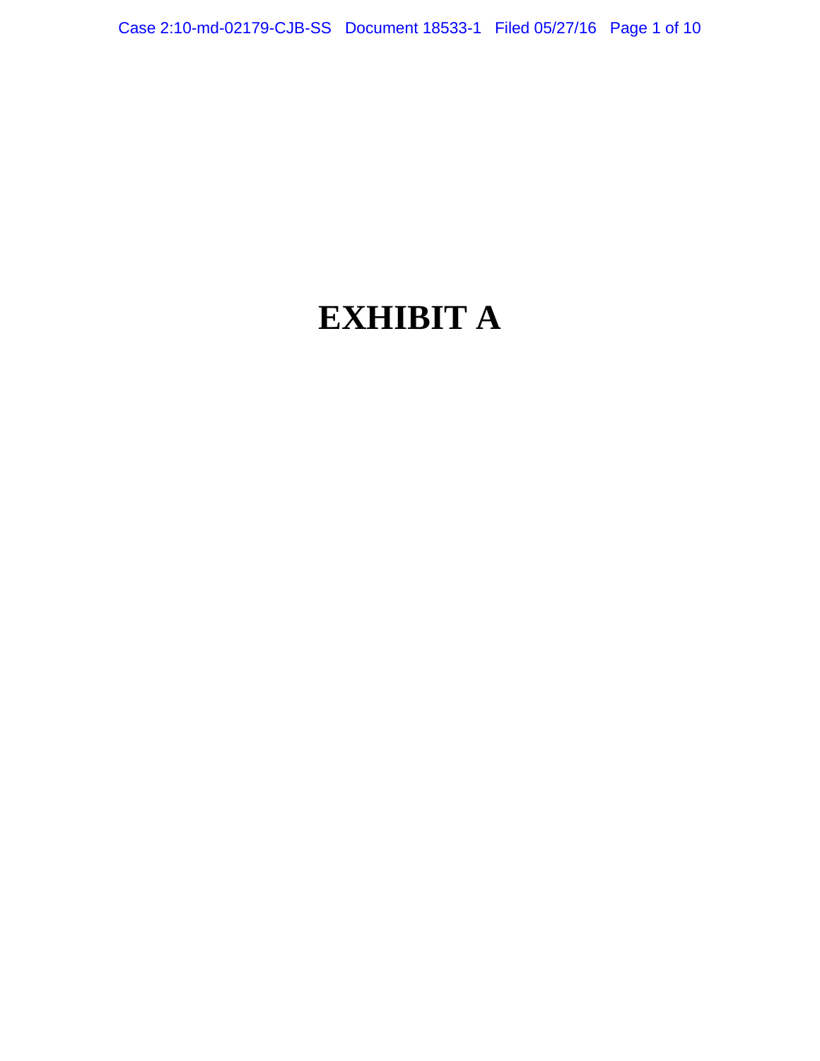# EXHIBIT A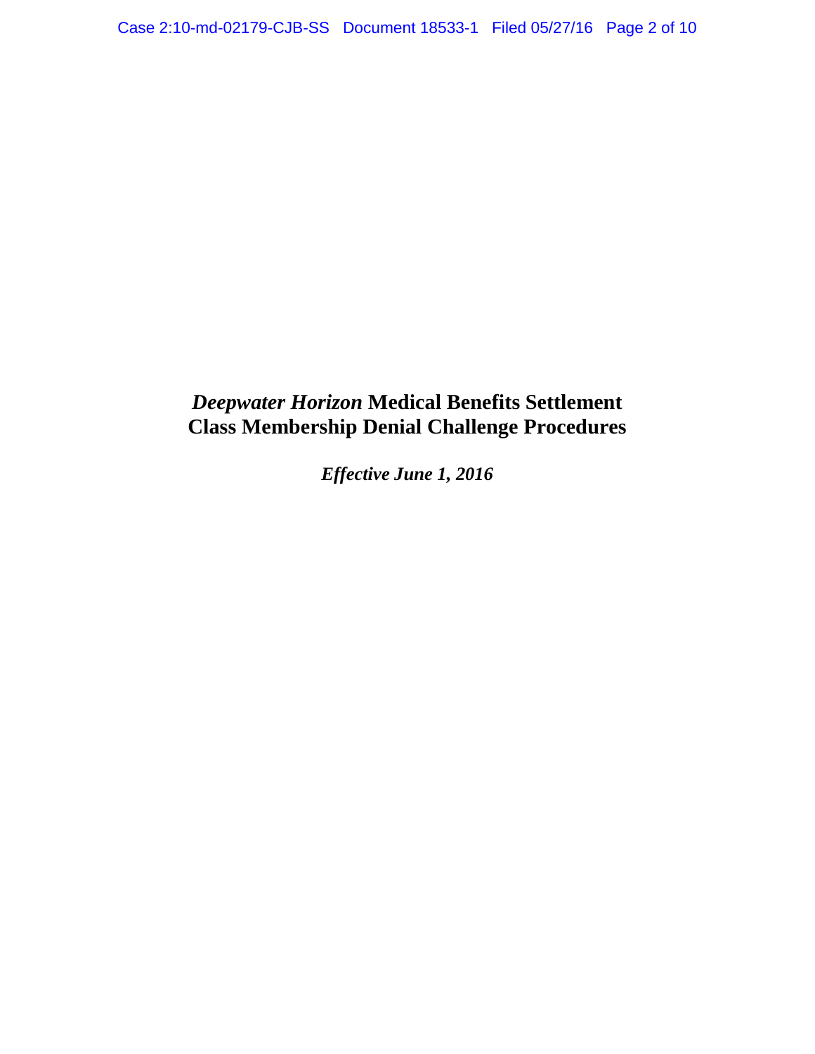# *Deepwater Horizon* Medical Benefits Settlement Class Membership Denial Challenge Procedures

***Effective June 1, 2016***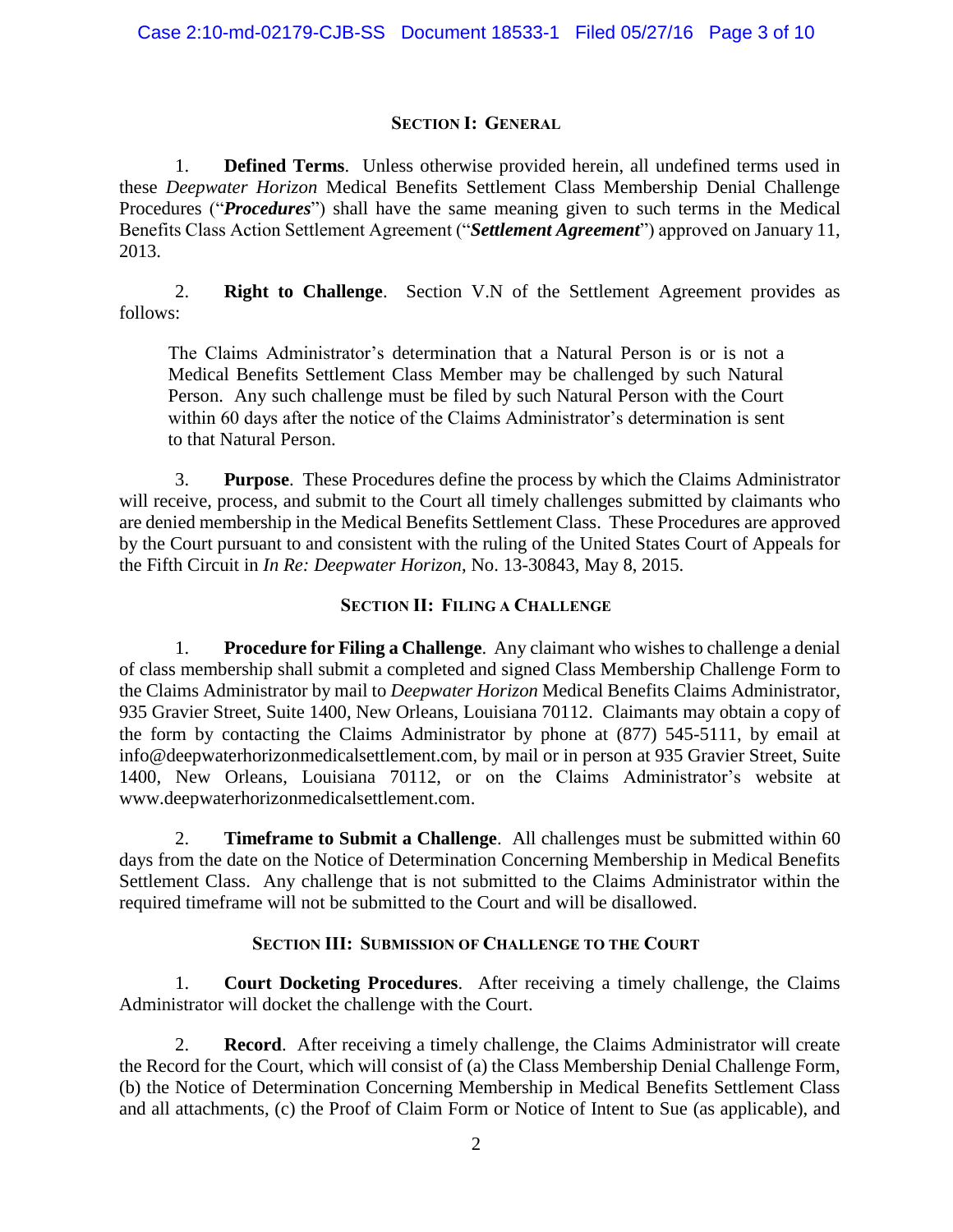## SECTION I: GENERAL

1. **Defined Terms**. Unless otherwise provided herein, all undefined terms used in these *Deepwater Horizon* Medical Benefits Settlement Class Membership Denial Challenge Procedures ("***Procedures***") shall have the same meaning given to such terms in the Medical Benefits Class Action Settlement Agreement ("***Settlement Agreement***") approved on January 11, 2013.

2. **Right to Challenge**. Section V.N of the Settlement Agreement provides as follows:

> The Claims Administrator's determination that a Natural Person is or is not a Medical Benefits Settlement Class Member may be challenged by such Natural Person. Any such challenge must be filed by such Natural Person with the Court within 60 days after the notice of the Claims Administrator's determination is sent to that Natural Person.

3. **Purpose**. These Procedures define the process by which the Claims Administrator will receive, process, and submit to the Court all timely challenges submitted by claimants who are denied membership in the Medical Benefits Settlement Class. These Procedures are approved by the Court pursuant to and consistent with the ruling of the United States Court of Appeals for the Fifth Circuit in *In Re: Deepwater Horizon*, No. 13-30843, May 8, 2015.

## SECTION II: FILING A CHALLENGE

1. **Procedure for Filing a Challenge**. Any claimant who wishes to challenge a denial of class membership shall submit a completed and signed Class Membership Challenge Form to the Claims Administrator by mail to *Deepwater Horizon* Medical Benefits Claims Administrator, 935 Gravier Street, Suite 1400, New Orleans, Louisiana 70112. Claimants may obtain a copy of the form by contacting the Claims Administrator by phone at (877) 545-5111, by email at info@deepwaterhorizonmedicalsettlement.com, by mail or in person at 935 Gravier Street, Suite 1400, New Orleans, Louisiana 70112, or on the Claims Administrator's website at www.deepwaterhorizonmedicalsettlement.com.

2. **Timeframe to Submit a Challenge**. All challenges must be submitted within 60 days from the date on the Notice of Determination Concerning Membership in Medical Benefits Settlement Class. Any challenge that is not submitted to the Claims Administrator within the required timeframe will not be submitted to the Court and will be disallowed.

## SECTION III: SUBMISSION OF CHALLENGE TO THE COURT

1. **Court Docketing Procedures**. After receiving a timely challenge, the Claims Administrator will docket the challenge with the Court.

2. **Record**. After receiving a timely challenge, the Claims Administrator will create the Record for the Court, which will consist of (a) the Class Membership Denial Challenge Form, (b) the Notice of Determination Concerning Membership in Medical Benefits Settlement Class and all attachments, (c) the Proof of Claim Form or Notice of Intent to Sue (as applicable), and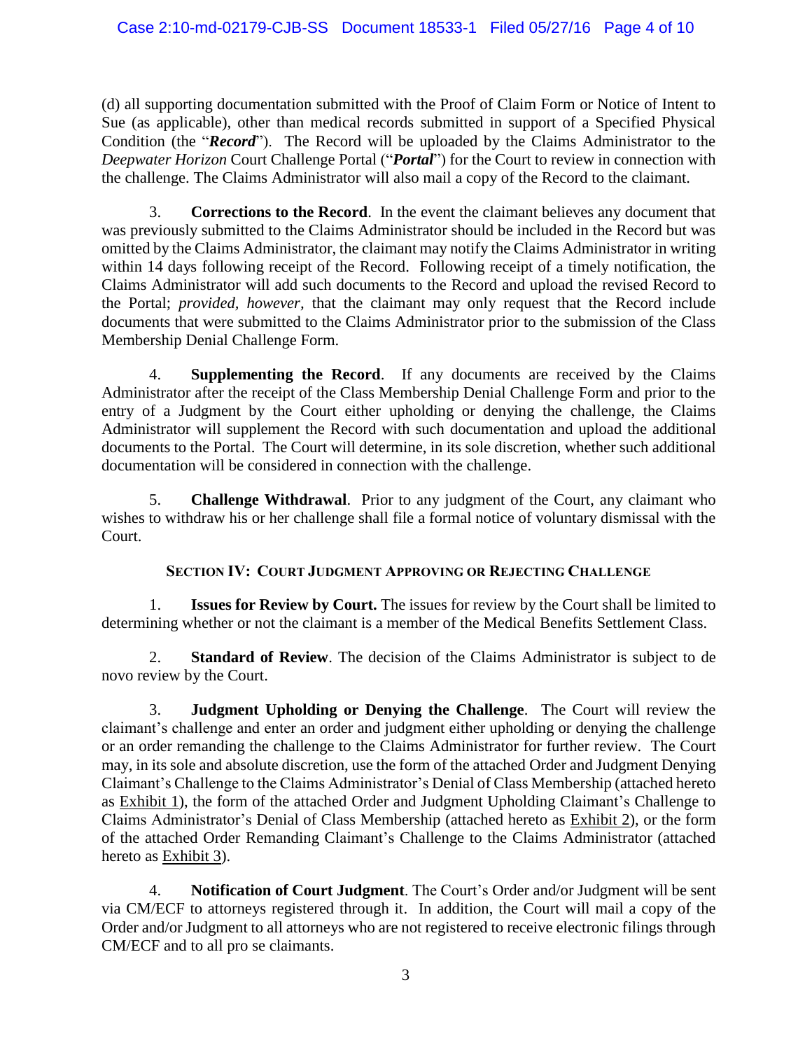(d) all supporting documentation submitted with the Proof of Claim Form or Notice of Intent to Sue (as applicable), other than medical records submitted in support of a Specified Physical Condition (the "***Record***"). The Record will be uploaded by the Claims Administrator to the *Deepwater Horizon* Court Challenge Portal ("***Portal***") for the Court to review in connection with the challenge. The Claims Administrator will also mail a copy of the Record to the claimant.

3. **Corrections to the Record**. In the event the claimant believes any document that was previously submitted to the Claims Administrator should be included in the Record but was omitted by the Claims Administrator, the claimant may notify the Claims Administrator in writing within 14 days following receipt of the Record. Following receipt of a timely notification, the Claims Administrator will add such documents to the Record and upload the revised Record to the Portal; *provided, however,* that the claimant may only request that the Record include documents that were submitted to the Claims Administrator prior to the submission of the Class Membership Denial Challenge Form.

4. **Supplementing the Record**. If any documents are received by the Claims Administrator after the receipt of the Class Membership Denial Challenge Form and prior to the entry of a Judgment by the Court either upholding or denying the challenge, the Claims Administrator will supplement the Record with such documentation and upload the additional documents to the Portal. The Court will determine, in its sole discretion, whether such additional documentation will be considered in connection with the challenge.

5. **Challenge Withdrawal**. Prior to any judgment of the Court, any claimant who wishes to withdraw his or her challenge shall file a formal notice of voluntary dismissal with the Court.

## SECTION IV: COURT JUDGMENT APPROVING OR REJECTING CHALLENGE

1. **Issues for Review by Court.** The issues for review by the Court shall be limited to determining whether or not the claimant is a member of the Medical Benefits Settlement Class.

2. **Standard of Review**. The decision of the Claims Administrator is subject to de novo review by the Court.

3. **Judgment Upholding or Denying the Challenge**. The Court will review the claimant's challenge and enter an order and judgment either upholding or denying the challenge or an order remanding the challenge to the Claims Administrator for further review. The Court may, in its sole and absolute discretion, use the form of the attached Order and Judgment Denying Claimant's Challenge to the Claims Administrator's Denial of Class Membership (attached hereto as Exhibit 1), the form of the attached Order and Judgment Upholding Claimant's Challenge to Claims Administrator's Denial of Class Membership (attached hereto as Exhibit 2), or the form of the attached Order Remanding Claimant's Challenge to the Claims Administrator (attached hereto as Exhibit 3).

4. **Notification of Court Judgment**. The Court's Order and/or Judgment will be sent via CM/ECF to attorneys registered through it. In addition, the Court will mail a copy of the Order and/or Judgment to all attorneys who are not registered to receive electronic filings through CM/ECF and to all pro se claimants.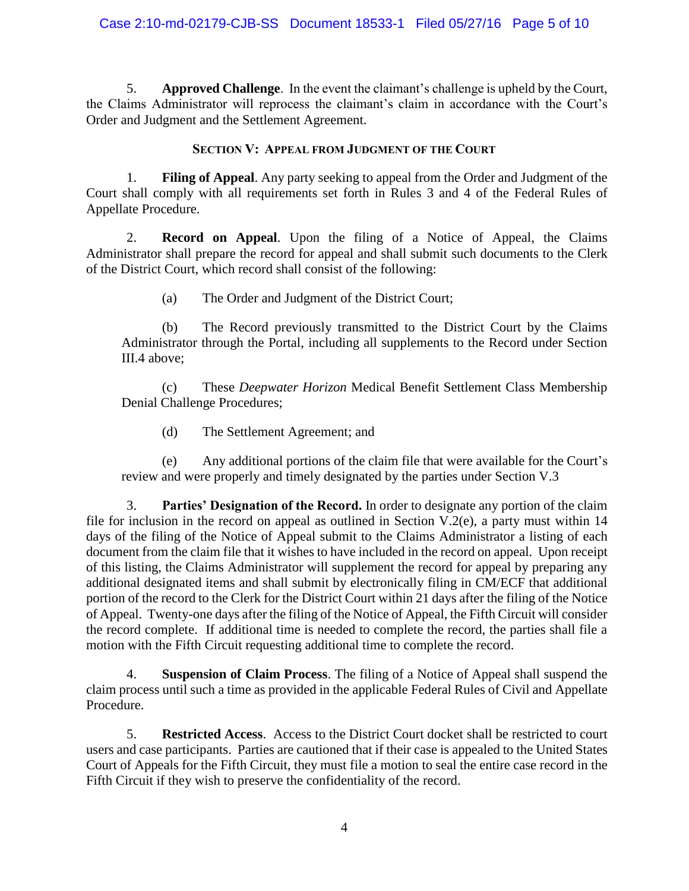5. **Approved Challenge**. In the event the claimant's challenge is upheld by the Court, the Claims Administrator will reprocess the claimant's claim in accordance with the Court's Order and Judgment and the Settlement Agreement.

## SECTION V: APPEAL FROM JUDGMENT OF THE COURT

1. **Filing of Appeal**. Any party seeking to appeal from the Order and Judgment of the Court shall comply with all requirements set forth in Rules 3 and 4 of the Federal Rules of Appellate Procedure.

2. **Record on Appeal**. Upon the filing of a Notice of Appeal, the Claims Administrator shall prepare the record for appeal and shall submit such documents to the Clerk of the District Court, which record shall consist of the following:

   (a) The Order and Judgment of the District Court;

   (b) The Record previously transmitted to the District Court by the Claims Administrator through the Portal, including all supplements to the Record under Section III.4 above;

   (c) These *Deepwater Horizon* Medical Benefit Settlement Class Membership Denial Challenge Procedures;

   (d) The Settlement Agreement; and

   (e) Any additional portions of the claim file that were available for the Court's review and were properly and timely designated by the parties under Section V.3

3. **Parties' Designation of the Record.** In order to designate any portion of the claim file for inclusion in the record on appeal as outlined in Section V.2(e), a party must within 14 days of the filing of the Notice of Appeal submit to the Claims Administrator a listing of each document from the claim file that it wishes to have included in the record on appeal. Upon receipt of this listing, the Claims Administrator will supplement the record for appeal by preparing any additional designated items and shall submit by electronically filing in CM/ECF that additional portion of the record to the Clerk for the District Court within 21 days after the filing of the Notice of Appeal. Twenty-one days after the filing of the Notice of Appeal, the Fifth Circuit will consider the record complete. If additional time is needed to complete the record, the parties shall file a motion with the Fifth Circuit requesting additional time to complete the record.

4. **Suspension of Claim Process**. The filing of a Notice of Appeal shall suspend the claim process until such a time as provided in the applicable Federal Rules of Civil and Appellate Procedure.

5. **Restricted Access**. Access to the District Court docket shall be restricted to court users and case participants. Parties are cautioned that if their case is appealed to the United States Court of Appeals for the Fifth Circuit, they must file a motion to seal the entire case record in the Fifth Circuit if they wish to preserve the confidentiality of the record.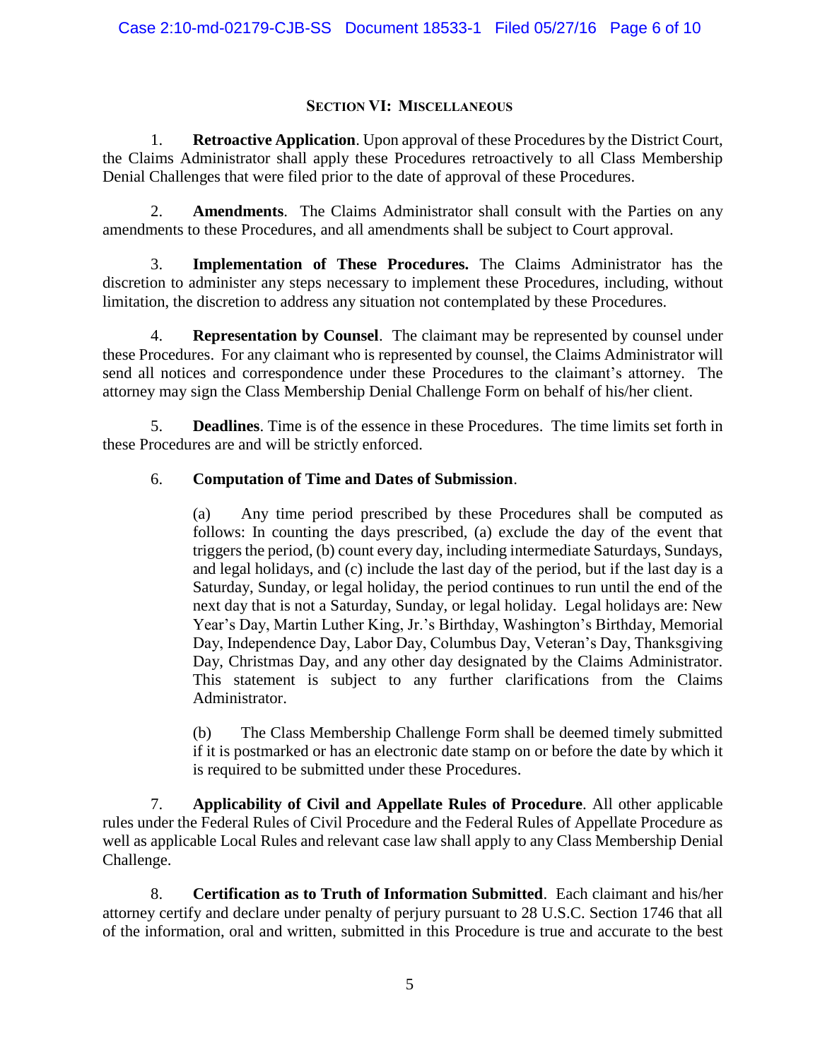## SECTION VI: MISCELLANEOUS

1. **Retroactive Application**. Upon approval of these Procedures by the District Court, the Claims Administrator shall apply these Procedures retroactively to all Class Membership Denial Challenges that were filed prior to the date of approval of these Procedures.

2. **Amendments**. The Claims Administrator shall consult with the Parties on any amendments to these Procedures, and all amendments shall be subject to Court approval.

3. **Implementation of These Procedures.** The Claims Administrator has the discretion to administer any steps necessary to implement these Procedures, including, without limitation, the discretion to address any situation not contemplated by these Procedures.

4. **Representation by Counsel**. The claimant may be represented by counsel under these Procedures. For any claimant who is represented by counsel, the Claims Administrator will send all notices and correspondence under these Procedures to the claimant's attorney. The attorney may sign the Class Membership Denial Challenge Form on behalf of his/her client.

5. **Deadlines**. Time is of the essence in these Procedures. The time limits set forth in these Procedures are and will be strictly enforced.

6. **Computation of Time and Dates of Submission**.

   (a) Any time period prescribed by these Procedures shall be computed as follows: In counting the days prescribed, (a) exclude the day of the event that triggers the period, (b) count every day, including intermediate Saturdays, Sundays, and legal holidays, and (c) include the last day of the period, but if the last day is a Saturday, Sunday, or legal holiday, the period continues to run until the end of the next day that is not a Saturday, Sunday, or legal holiday. Legal holidays are: New Year's Day, Martin Luther King, Jr.'s Birthday, Washington's Birthday, Memorial Day, Independence Day, Labor Day, Columbus Day, Veteran's Day, Thanksgiving Day, Christmas Day, and any other day designated by the Claims Administrator. This statement is subject to any further clarifications from the Claims Administrator.

   (b) The Class Membership Challenge Form shall be deemed timely submitted if it is postmarked or has an electronic date stamp on or before the date by which it is required to be submitted under these Procedures.

7. **Applicability of Civil and Appellate Rules of Procedure**. All other applicable rules under the Federal Rules of Civil Procedure and the Federal Rules of Appellate Procedure as well as applicable Local Rules and relevant case law shall apply to any Class Membership Denial Challenge.

8. **Certification as to Truth of Information Submitted**. Each claimant and his/her attorney certify and declare under penalty of perjury pursuant to 28 U.S.C. Section 1746 that all of the information, oral and written, submitted in this Procedure is true and accurate to the best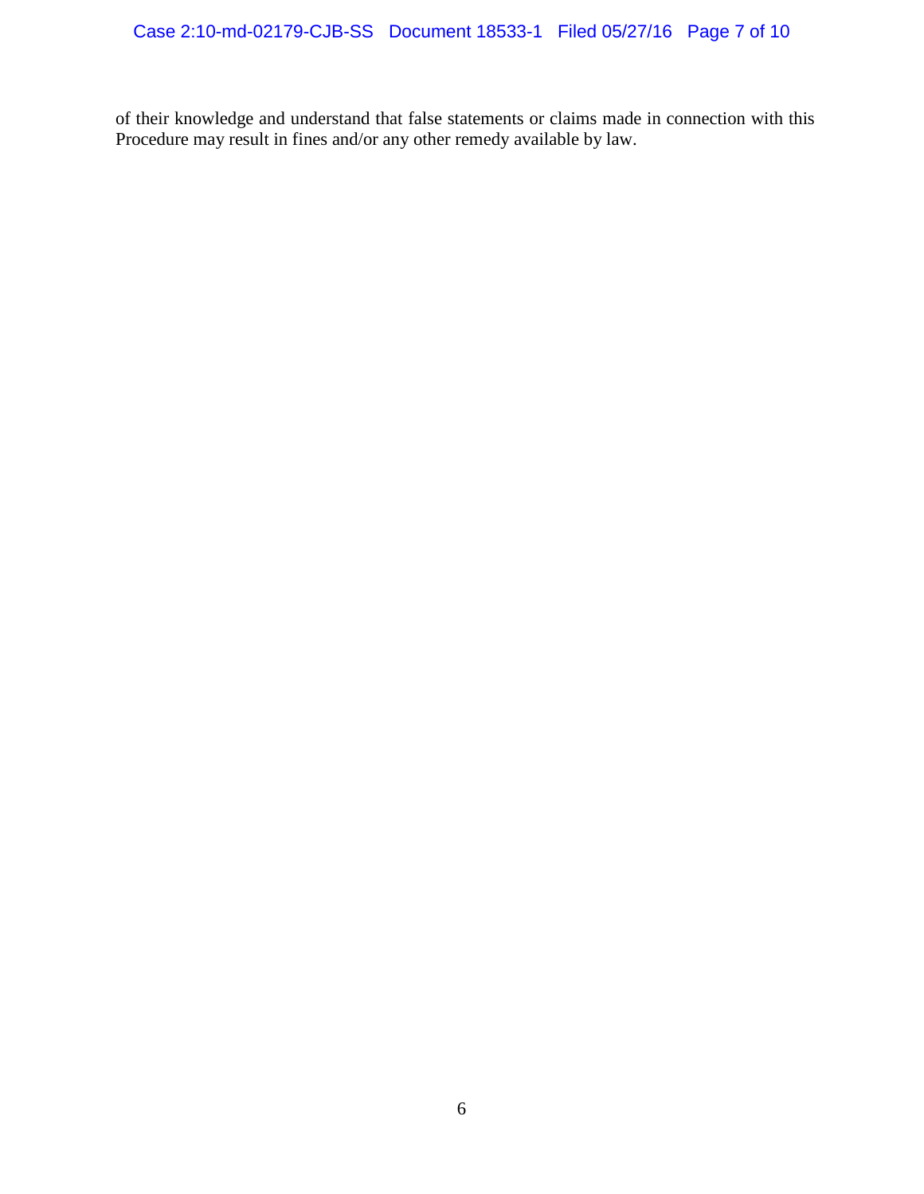of their knowledge and understand that false statements or claims made in connection with this Procedure may result in fines and/or any other remedy available by law.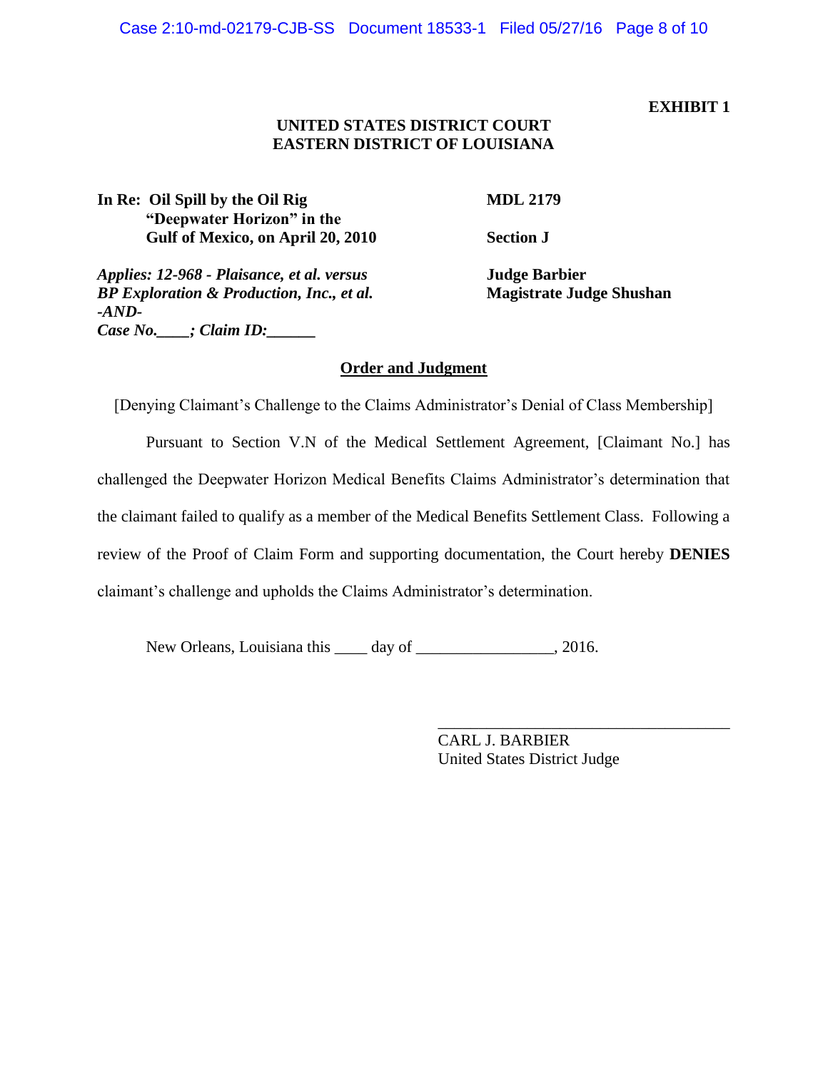**EXHIBIT 1**

**UNITED STATES DISTRICT COURT**
**EASTERN DISTRICT OF LOUISIANA**

| | |
|---|---|
| **In Re: Oil Spill by the Oil Rig "Deepwater Horizon" in the Gulf of Mexico, on April 20, 2010** | **MDL 2179** |
| | **Section J** |
| ***Applies: 12-968 - Plaisance, et al. versus BP Exploration & Production, Inc., et al. -AND- Case No.____; Claim ID:______*** | **Judge Barbier** **Magistrate Judge Shushan** |

**Order and Judgment**

[Denying Claimant's Challenge to the Claims Administrator's Denial of Class Membership]

Pursuant to Section V.N of the Medical Settlement Agreement, [Claimant No.] has challenged the Deepwater Horizon Medical Benefits Claims Administrator's determination that the claimant failed to qualify as a member of the Medical Benefits Settlement Class. Following a review of the Proof of Claim Form and supporting documentation, the Court hereby **DENIES** claimant's challenge and upholds the Claims Administrator's determination.

New Orleans, Louisiana this ____ day of _________________, 2016.

\_\_\_\_\_\_\_\_\_\_\_\_\_\_\_\_\_\_\_\_\_\_\_\_\_\_\_\_\_\_\_\_\_\_\_\_
CARL J. BARBIER
United States District Judge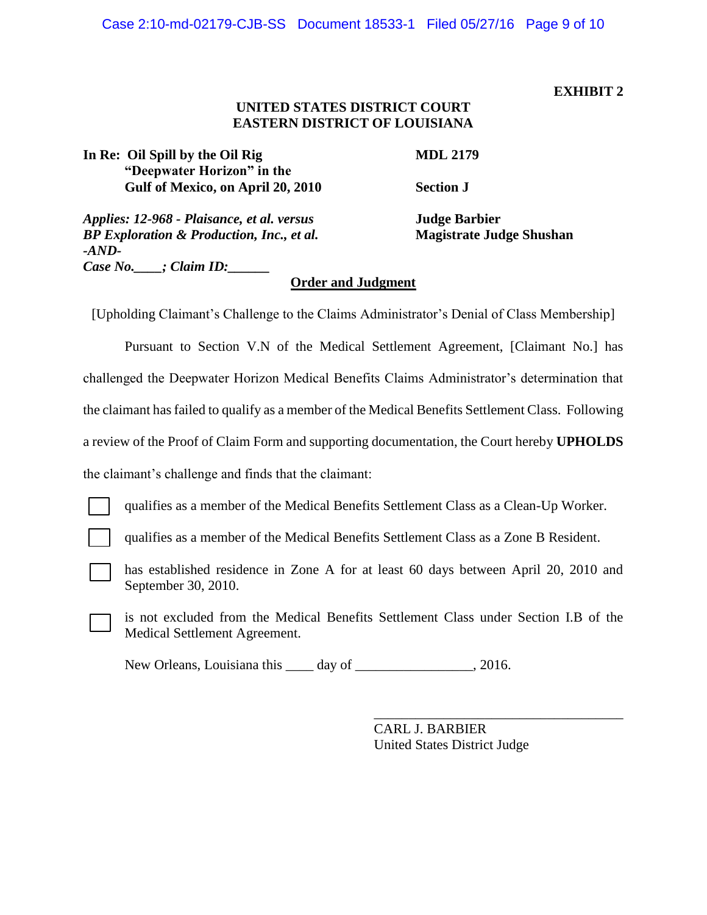**EXHIBIT 2**

**UNITED STATES DISTRICT COURT**
**EASTERN DISTRICT OF LOUISIANA**

| | |
|---|---|
| **In Re: Oil Spill by the Oil Rig "Deepwater Horizon" in the Gulf of Mexico, on April 20, 2010** | **MDL 2179** |
| | **Section J** |
| ***Applies: 12-968 - Plaisance, et al. versus BP Exploration & Production, Inc., et al.*** | **Judge Barbier** |
| ***-AND-*** | **Magistrate Judge Shushan** |
| ***Case No.____; Claim ID:______*** | |

**Order and Judgment**

[Upholding Claimant's Challenge to the Claims Administrator's Denial of Class Membership]

Pursuant to Section V.N of the Medical Settlement Agreement, [Claimant No.] has challenged the Deepwater Horizon Medical Benefits Claims Administrator's determination that the claimant has failed to qualify as a member of the Medical Benefits Settlement Class. Following a review of the Proof of Claim Form and supporting documentation, the Court hereby **UPHOLDS** the claimant's challenge and finds that the claimant:

☐ qualifies as a member of the Medical Benefits Settlement Class as a Clean-Up Worker.

☐ qualifies as a member of the Medical Benefits Settlement Class as a Zone B Resident.

☐ has established residence in Zone A for at least 60 days between April 20, 2010 and September 30, 2010.

☐ is not excluded from the Medical Benefits Settlement Class under Section I.B of the Medical Settlement Agreement.

New Orleans, Louisiana this ____ day of _________________, 2016.

\_\_\_\_\_\_\_\_\_\_\_\_\_\_\_\_\_\_\_\_\_\_\_\_\_\_\_\_\_\_\_\_\_\_\_\_
CARL J. BARBIER
United States District Judge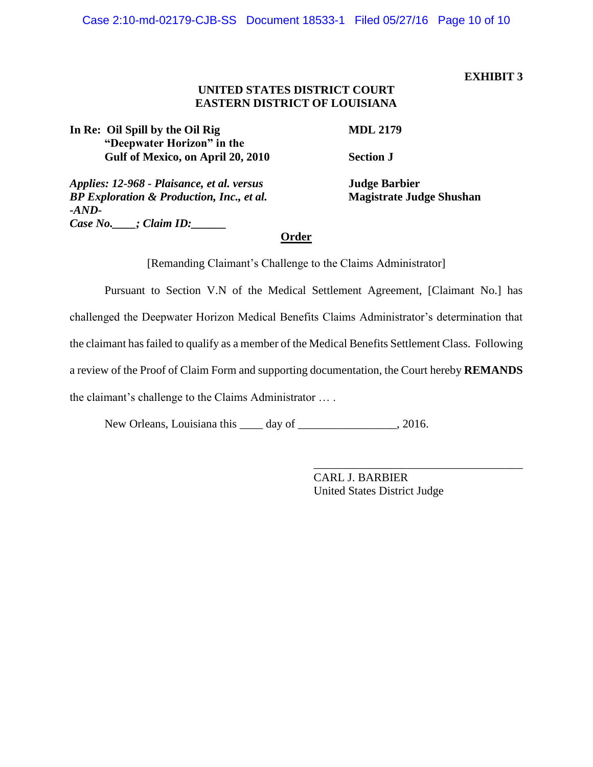**EXHIBIT 3**

**UNITED STATES DISTRICT COURT**
**EASTERN DISTRICT OF LOUISIANA**

| | |
|---|---|
| **In Re: Oil Spill by the Oil Rig "Deepwater Horizon" in the Gulf of Mexico, on April 20, 2010** | **MDL 2179** |
| | **Section J** |
| ***Applies: 12-968 - Plaisance, et al. versus BP Exploration & Production, Inc., et al. -AND- Case No.____; Claim ID:______*** | **Judge Barbier** **Magistrate Judge Shushan** |

**Order**

[Remanding Claimant's Challenge to the Claims Administrator]

Pursuant to Section V.N of the Medical Settlement Agreement, [Claimant No.] has challenged the Deepwater Horizon Medical Benefits Claims Administrator's determination that the claimant has failed to qualify as a member of the Medical Benefits Settlement Class. Following a review of the Proof of Claim Form and supporting documentation, the Court hereby **REMANDS** the claimant's challenge to the Claims Administrator … .

New Orleans, Louisiana this ____ day of ________________, 2016.

_________________________________
CARL J. BARBIER
United States District Judge